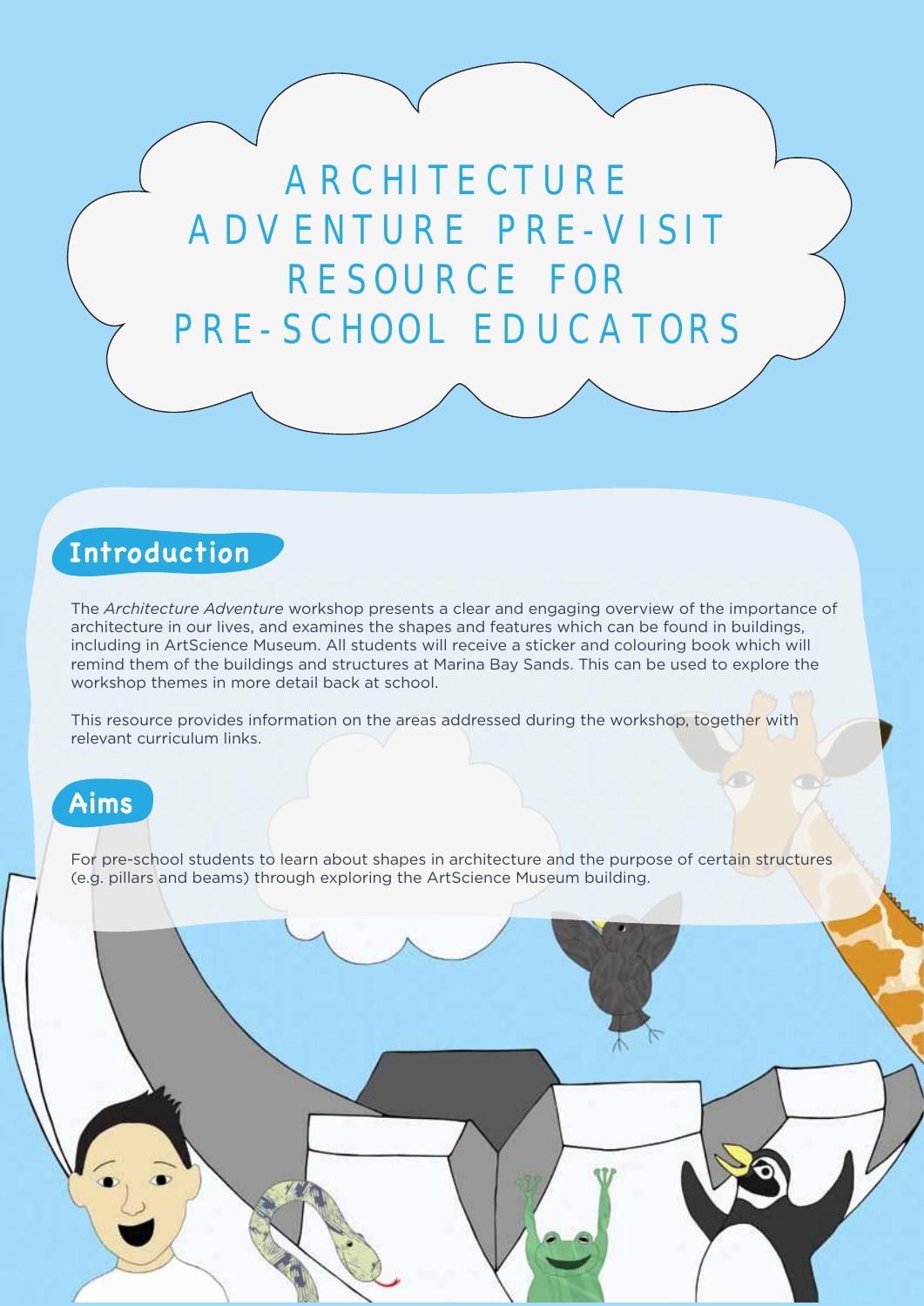# ARCHITECTURE ADVENTURE PRE-VISIT RESOURCE FOR PRE-SCHOOL EDUCATORS

## Introduction

The *Architecture Adventure* workshop presents a clear and engaging overview of the importance of architecture in our lives, and examines the shapes and features which can be found in buildings, including in ArtScience Museum. All students will receive a sticker and colouring book which will remind them of the buildings and structures at Marina Bay Sands. This can be used to explore the workshop themes in more detail back at school.

This resource provides information on the areas addressed during the workshop, together with relevant curriculum links.

## Aims

For pre-school students to learn about shapes in architecture and the purpose of certain structures (e.g. pillars and beams) through exploring the ArtScience Museum building.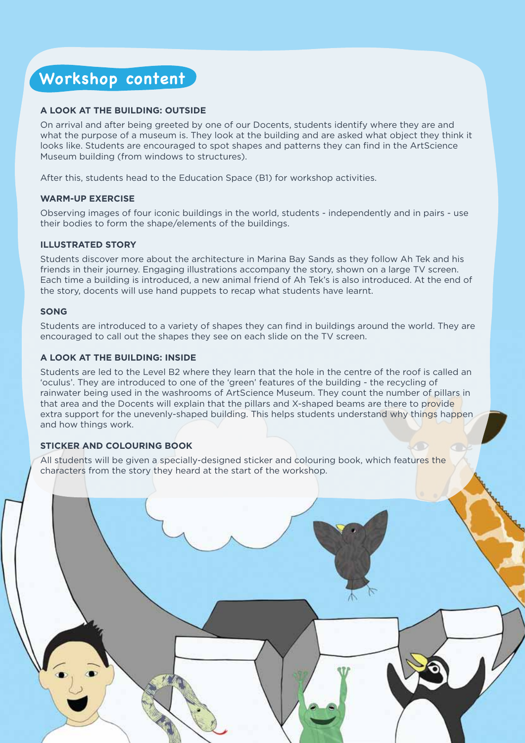## Workshop content

### A LOOK AT THE BUILDING: OUTSIDE

On arrival and after being greeted by one of our Docents, students identify where they are and what the purpose of a museum is. They look at the building and are asked what object they think it looks like. Students are encouraged to spot shapes and patterns they can find in the ArtScience Museum building (from windows to structures).

After this, students head to the Education Space (B1) for workshop activities.

### WARM-UP EXERCISE

Observing images of four iconic buildings in the world, students - independently and in pairs - use their bodies to form the shape/elements of the buildings.

### ILLUSTRATED STORY

Students discover more about the architecture in Marina Bay Sands as they follow Ah Tek and his friends in their journey. Engaging illustrations accompany the story, shown on a large TV screen. Each time a building is introduced, a new animal friend of Ah Tek's is also introduced. At the end of the story, docents will use hand puppets to recap what students have learnt.

### SONG

Students are introduced to a variety of shapes they can find in buildings around the world. They are encouraged to call out the shapes they see on each slide on the TV screen.

### A LOOK AT THE BUILDING: INSIDE

Students are led to the Level B2 where they learn that the hole in the centre of the roof is called an 'oculus'. They are introduced to one of the 'green' features of the building - the recycling of rainwater being used in the washrooms of ArtScience Museum. They count the number of pillars in that area and the Docents will explain that the pillars and X-shaped beams are there to provide extra support for the unevenly-shaped building. This helps students understand why things happen and how things work.

### STICKER AND COLOURING BOOK

All students will be given a specially-designed sticker and colouring book, which features the characters from the story they heard at the start of the workshop.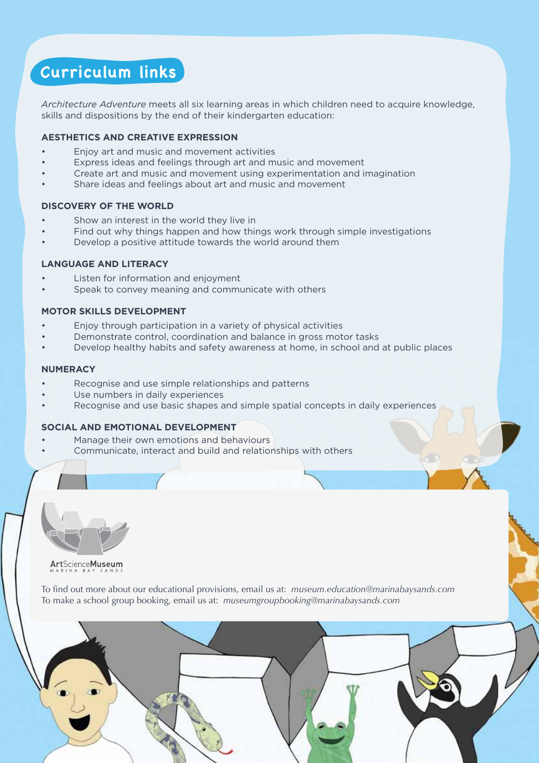## Curriculum links

*Architecture Adventure* meets all six learning areas in which children need to acquire knowledge, skills and dispositions by the end of their kindergarten education:

### AESTHETICS AND CREATIVE EXPRESSION

- Enjoy art and music and movement activities
- Express ideas and feelings through art and music and movement
- Create art and music and movement using experimentation and imagination
- Share ideas and feelings about art and music and movement

### DISCOVERY OF THE WORLD

- Show an interest in the world they live in
- Find out why things happen and how things work through simple investigations
- Develop a positive attitude towards the world around them

### LANGUAGE AND LITERACY

- Listen for information and enjoyment
- Speak to convey meaning and communicate with others

### MOTOR SKILLS DEVELOPMENT

- Enjoy through participation in a variety of physical activities
- Demonstrate control, coordination and balance in gross motor tasks
- Develop healthy habits and safety awareness at home, in school and at public places

### NUMERACY

- Recognise and use simple relationships and patterns
- Use numbers in daily experiences
- Recognise and use basic shapes and simple spatial concepts in daily experiences

### SOCIAL AND EMOTIONAL DEVELOPMENT

- Manage their own emotions and behaviours
- Communicate, interact and build and relationships with others

ArtScienceMuseum
MARINA BAY SANDS

To find out more about our educational provisions, email us at: *museum.education@marinabaysands.com*
To make a school group booking, email us at: *museumgroupbooking@marinabaysands.com*